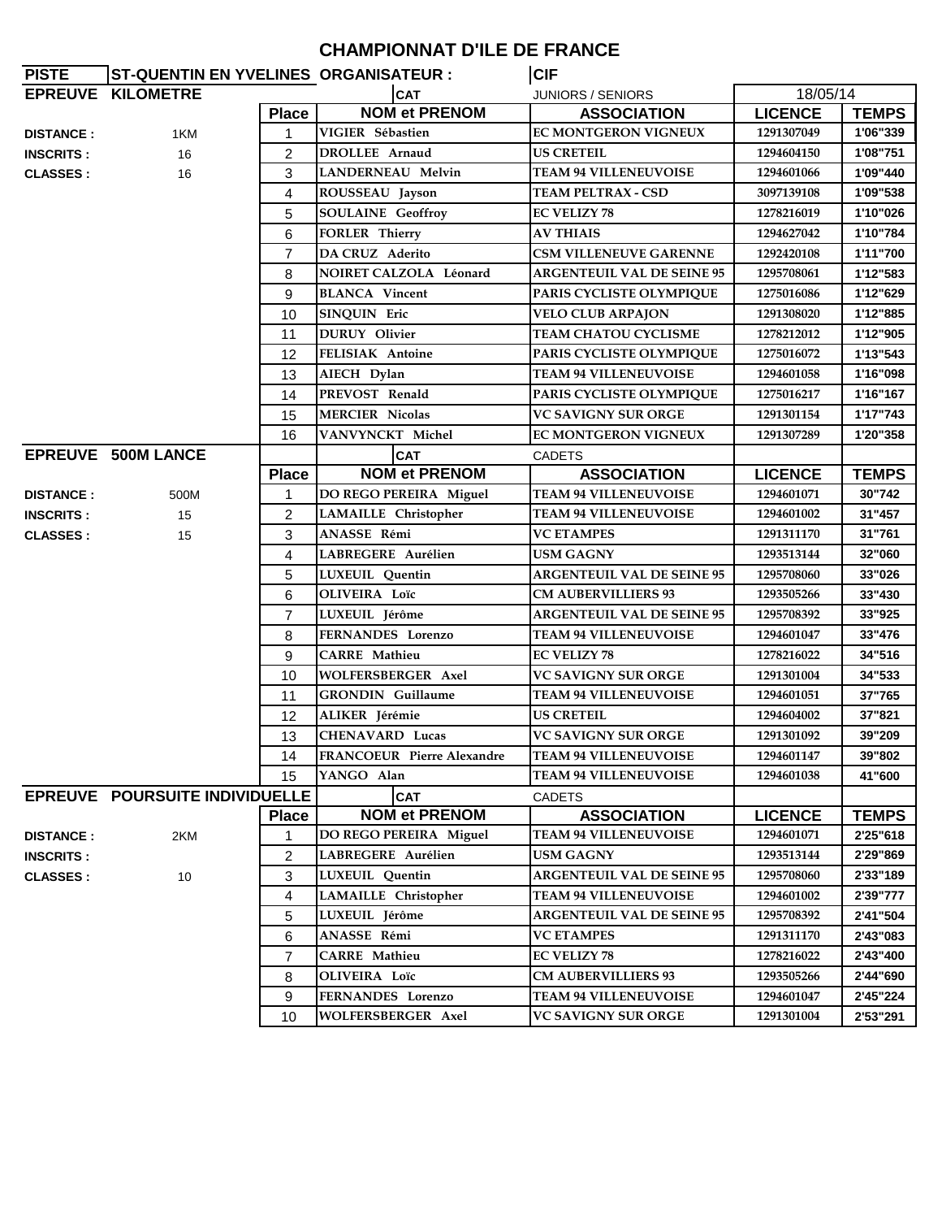# CHAMPIONNAT D'ILE DE FRANCE

| PISTE | ST-QUENTIN EN YVELINES | ORGANISATEUR : | CIF | | |
|---|---|---|---|---|---|

## EPREUVE KILOMETRE

CAT: JUNIORS / SENIORS — 18/05/14

DISTANCE : 1KM
INSCRITS : 16
CLASSES : 16

| Place | NOM et PRENOM | ASSOCIATION | LICENCE | TEMPS |
|---|---|---|---|---|
| 1 | VIGIER Sébastien | EC MONTGERON VIGNEUX | 1291307049 | 1'06"339 |
| 2 | DROLLEE Arnaud | US CRETEIL | 1294604150 | 1'08"751 |
| 3 | LANDERNEAU Melvin | TEAM 94 VILLENEUVOISE | 1294601066 | 1'09"440 |
| 4 | ROUSSEAU Jayson | TEAM PELTRAX - CSD | 3097139108 | 1'09"538 |
| 5 | SOULAINE Geoffroy | EC VELIZY 78 | 1278216019 | 1'10"026 |
| 6 | FORLER Thierry | AV THIAIS | 1294627042 | 1'10"784 |
| 7 | DA CRUZ Aderito | CSM VILLENEUVE GARENNE | 1292420108 | 1'11"700 |
| 8 | NOIRET CALZOLA Léonard | ARGENTEUIL VAL DE SEINE 95 | 1295708061 | 1'12"583 |
| 9 | BLANCA Vincent | PARIS CYCLISTE OLYMPIQUE | 1275016086 | 1'12"629 |
| 10 | SINQUIN Eric | VELO CLUB ARPAJON | 1291308020 | 1'12"885 |
| 11 | DURUY Olivier | TEAM CHATOU CYCLISME | 1278212012 | 1'12"905 |
| 12 | FELISIAK Antoine | PARIS CYCLISTE OLYMPIQUE | 1275016072 | 1'13"543 |
| 13 | AIECH Dylan | TEAM 94 VILLENEUVOISE | 1294601058 | 1'16"098 |
| 14 | PREVOST Renald | PARIS CYCLISTE OLYMPIQUE | 1275016217 | 1'16"167 |
| 15 | MERCIER Nicolas | VC SAVIGNY SUR ORGE | 1291301154 | 1'17"743 |
| 16 | VANVYNCKT Michel | EC MONTGERON VIGNEUX | 1291307289 | 1'20"358 |

## EPREUVE 500M LANCE

CAT: CADETS

DISTANCE : 500M
INSCRITS : 15
CLASSES : 15

| Place | NOM et PRENOM | ASSOCIATION | LICENCE | TEMPS |
|---|---|---|---|---|
| 1 | DO REGO PEREIRA Miguel | TEAM 94 VILLENEUVOISE | 1294601071 | 30"742 |
| 2 | LAMAILLE Christopher | TEAM 94 VILLENEUVOISE | 1294601002 | 31"457 |
| 3 | ANASSE Rémi | VC ETAMPES | 1291311170 | 31"761 |
| 4 | LABREGERE Aurélien | USM GAGNY | 1293513144 | 32"060 |
| 5 | LUXEUIL Quentin | ARGENTEUIL VAL DE SEINE 95 | 1295708060 | 33"026 |
| 6 | OLIVEIRA Loïc | CM AUBERVILLIERS 93 | 1293505266 | 33"430 |
| 7 | LUXEUIL Jérôme | ARGENTEUIL VAL DE SEINE 95 | 1295708392 | 33"925 |
| 8 | FERNANDES Lorenzo | TEAM 94 VILLENEUVOISE | 1294601047 | 33"476 |
| 9 | CARRE Mathieu | EC VELIZY 78 | 1278216022 | 34"516 |
| 10 | WOLFERSBERGER Axel | VC SAVIGNY SUR ORGE | 1291301004 | 34"533 |
| 11 | GRONDIN Guillaume | TEAM 94 VILLENEUVOISE | 1294601051 | 37"765 |
| 12 | ALIKER Jérémie | US CRETEIL | 1294604002 | 37"821 |
| 13 | CHENAVARD Lucas | VC SAVIGNY SUR ORGE | 1291301092 | 39"209 |
| 14 | FRANCOEUR Pierre Alexandre | TEAM 94 VILLENEUVOISE | 1294601147 | 39"802 |
| 15 | YANGO Alan | TEAM 94 VILLENEUVOISE | 1294601038 | 41"600 |

## EPREUVE POURSUITE INDIVIDUELLE

CAT: CADETS

DISTANCE : 2KM
INSCRITS :
CLASSES : 10

| Place | NOM et PRENOM | ASSOCIATION | LICENCE | TEMPS |
|---|---|---|---|---|
| 1 | DO REGO PEREIRA Miguel | TEAM 94 VILLENEUVOISE | 1294601071 | 2'25"618 |
| 2 | LABREGERE Aurélien | USM GAGNY | 1293513144 | 2'29"869 |
| 3 | LUXEUIL Quentin | ARGENTEUIL VAL DE SEINE 95 | 1295708060 | 2'33"189 |
| 4 | LAMAILLE Christopher | TEAM 94 VILLENEUVOISE | 1294601002 | 2'39"777 |
| 5 | LUXEUIL Jérôme | ARGENTEUIL VAL DE SEINE 95 | 1295708392 | 2'41"504 |
| 6 | ANASSE Rémi | VC ETAMPES | 1291311170 | 2'43"083 |
| 7 | CARRE Mathieu | EC VELIZY 78 | 1278216022 | 2'43"400 |
| 8 | OLIVEIRA Loïc | CM AUBERVILLIERS 93 | 1293505266 | 2'44"690 |
| 9 | FERNANDES Lorenzo | TEAM 94 VILLENEUVOISE | 1294601047 | 2'45"224 |
| 10 | WOLFERSBERGER Axel | VC SAVIGNY SUR ORGE | 1291301004 | 2'53"291 |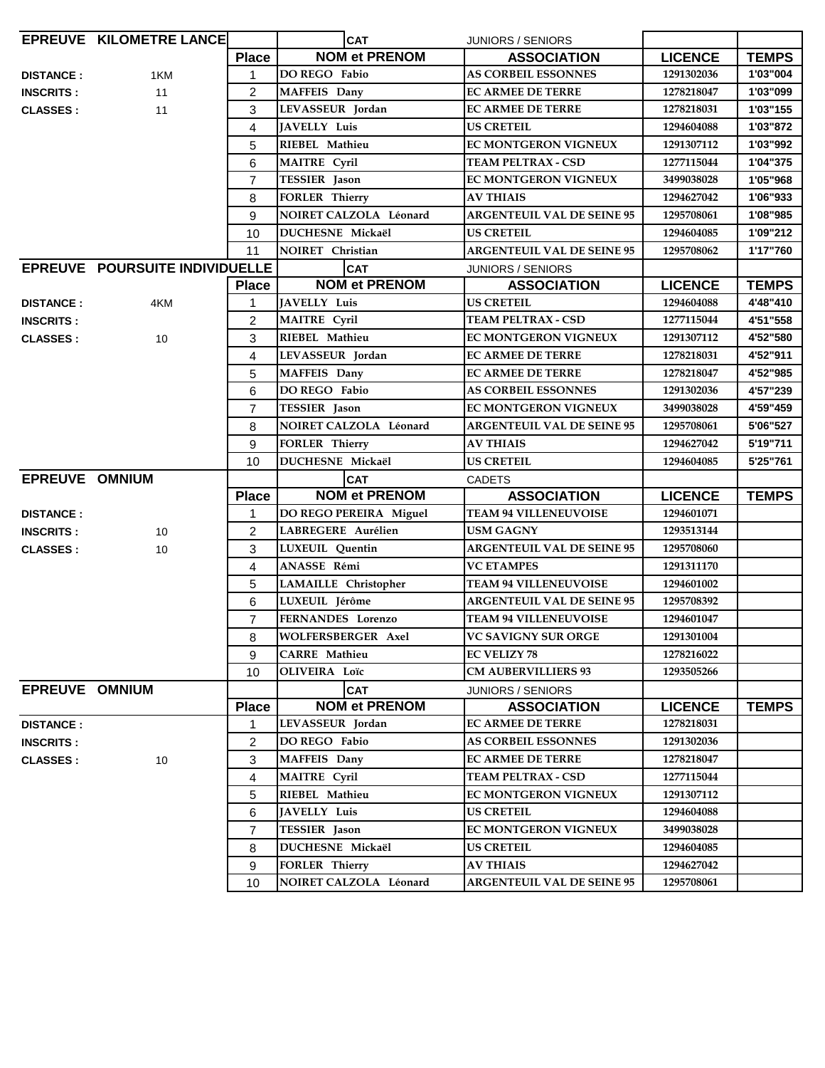## EPREUVE KILOMETRE LANCE

CAT: JUNIORS / SENIORS

| | | Place | NOM et PRENOM | ASSOCIATION | LICENCE | TEMPS |
|---|---|---|---|---|---|---|
| DISTANCE : | 1KM | 1 | DO REGO Fabio | AS CORBEIL ESSONNES | 1291302036 | 1'03"004 |
| INSCRITS : | 11 | 2 | MAFFEIS Dany | EC ARMEE DE TERRE | 1278218047 | 1'03"099 |
| CLASSES : | 11 | 3 | LEVASSEUR Jordan | EC ARMEE DE TERRE | 1278218031 | 1'03"155 |
| | | 4 | JAVELLY Luis | US CRETEIL | 1294604088 | 1'03"872 |
| | | 5 | RIEBEL Mathieu | EC MONTGERON VIGNEUX | 1291307112 | 1'03"992 |
| | | 6 | MAITRE Cyril | TEAM PELTRAX - CSD | 1277115044 | 1'04"375 |
| | | 7 | TESSIER Jason | EC MONTGERON VIGNEUX | 3499038028 | 1'05"968 |
| | | 8 | FORLER Thierry | AV THIAIS | 1294627042 | 1'06"933 |
| | | 9 | NOIRET CALZOLA Léonard | ARGENTEUIL VAL DE SEINE 95 | 1295708061 | 1'08"985 |
| | | 10 | DUCHESNE Mickaël | US CRETEIL | 1294604085 | 1'09"212 |
| | | 11 | NOIRET Christian | ARGENTEUIL VAL DE SEINE 95 | 1295708062 | 1'17"760 |

## EPREUVE POURSUITE INDIVIDUELLE

CAT: JUNIORS / SENIORS

| | | Place | NOM et PRENOM | ASSOCIATION | LICENCE | TEMPS |
|---|---|---|---|---|---|---|
| DISTANCE : | 4KM | 1 | JAVELLY Luis | US CRETEIL | 1294604088 | 4'48"410 |
| INSCRITS : | | 2 | MAITRE Cyril | TEAM PELTRAX - CSD | 1277115044 | 4'51"558 |
| CLASSES : | 10 | 3 | RIEBEL Mathieu | EC MONTGERON VIGNEUX | 1291307112 | 4'52"580 |
| | | 4 | LEVASSEUR Jordan | EC ARMEE DE TERRE | 1278218031 | 4'52"911 |
| | | 5 | MAFFEIS Dany | EC ARMEE DE TERRE | 1278218047 | 4'52"985 |
| | | 6 | DO REGO Fabio | AS CORBEIL ESSONNES | 1291302036 | 4'57"239 |
| | | 7 | TESSIER Jason | EC MONTGERON VIGNEUX | 3499038028 | 4'59"459 |
| | | 8 | NOIRET CALZOLA Léonard | ARGENTEUIL VAL DE SEINE 95 | 1295708061 | 5'06"527 |
| | | 9 | FORLER Thierry | AV THIAIS | 1294627042 | 5'19"711 |
| | | 10 | DUCHESNE Mickaël | US CRETEIL | 1294604085 | 5'25"761 |

## EPREUVE OMNIUM

CAT: CADETS

| | | Place | NOM et PRENOM | ASSOCIATION | LICENCE | TEMPS |
|---|---|---|---|---|---|---|
| DISTANCE : | | 1 | DO REGO PEREIRA Miguel | TEAM 94 VILLENEUVOISE | 1294601071 | |
| INSCRITS : | 10 | 2 | LABREGERE Aurélien | USM GAGNY | 1293513144 | |
| CLASSES : | 10 | 3 | LUXEUIL Quentin | ARGENTEUIL VAL DE SEINE 95 | 1295708060 | |
| | | 4 | ANASSE Rémi | VC ETAMPES | 1291311170 | |
| | | 5 | LAMAILLE Christopher | TEAM 94 VILLENEUVOISE | 1294601002 | |
| | | 6 | LUXEUIL Jérôme | ARGENTEUIL VAL DE SEINE 95 | 1295708392 | |
| | | 7 | FERNANDES Lorenzo | TEAM 94 VILLENEUVOISE | 1294601047 | |
| | | 8 | WOLFERSBERGER Axel | VC SAVIGNY SUR ORGE | 1291301004 | |
| | | 9 | CARRE Mathieu | EC VELIZY 78 | 1278216022 | |
| | | 10 | OLIVEIRA Loïc | CM AUBERVILLIERS 93 | 1293505266 | |

## EPREUVE OMNIUM

CAT: JUNIORS / SENIORS

| | | Place | NOM et PRENOM | ASSOCIATION | LICENCE | TEMPS |
|---|---|---|---|---|---|---|
| DISTANCE : | | 1 | LEVASSEUR Jordan | EC ARMEE DE TERRE | 1278218031 | |
| INSCRITS : | | 2 | DO REGO Fabio | AS CORBEIL ESSONNES | 1291302036 | |
| CLASSES : | 10 | 3 | MAFFEIS Dany | EC ARMEE DE TERRE | 1278218047 | |
| | | 4 | MAITRE Cyril | TEAM PELTRAX - CSD | 1277115044 | |
| | | 5 | RIEBEL Mathieu | EC MONTGERON VIGNEUX | 1291307112 | |
| | | 6 | JAVELLY Luis | US CRETEIL | 1294604088 | |
| | | 7 | TESSIER Jason | EC MONTGERON VIGNEUX | 3499038028 | |
| | | 8 | DUCHESNE Mickaël | US CRETEIL | 1294604085 | |
| | | 9 | FORLER Thierry | AV THIAIS | 1294627042 | |
| | | 10 | NOIRET CALZOLA Léonard | ARGENTEUIL VAL DE SEINE 95 | 1295708061 | |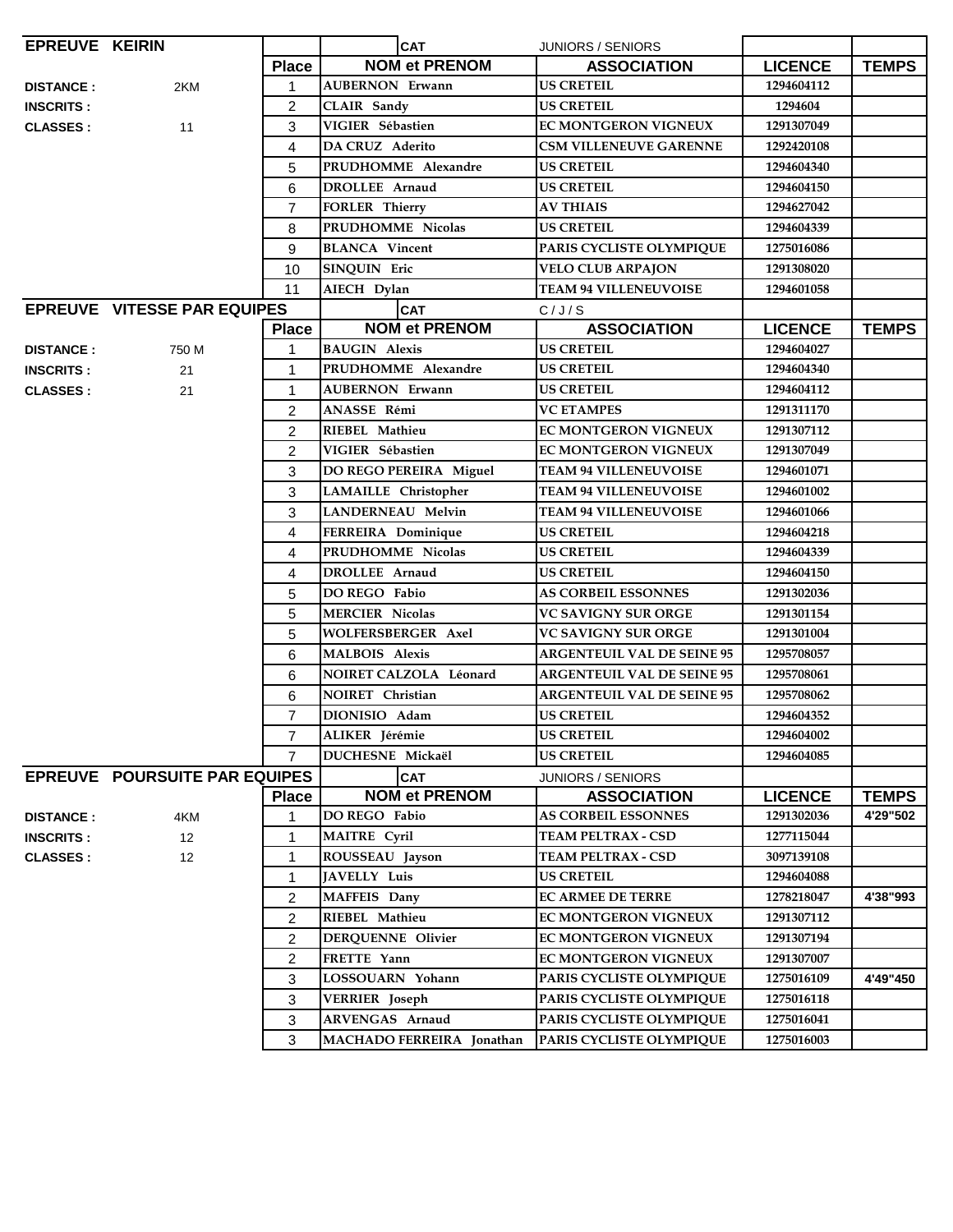| EPREUVE KEIRIN | | | CAT JUNIORS / SENIORS | | | |
|---|---|---|---|---|---|---|
| | | Place | NOM et PRENOM | ASSOCIATION | LICENCE | TEMPS |
| DISTANCE : | 2KM | 1 | AUBERNON Erwann | US CRETEIL | 1294604112 | |
| INSCRITS : | | 2 | CLAIR Sandy | US CRETEIL | 1294604 | |
| CLASSES : | 11 | 3 | VIGIER Sébastien | EC MONTGERON VIGNEUX | 1291307049 | |
| | | 4 | DA CRUZ Aderito | CSM VILLENEUVE GARENNE | 1292420108 | |
| | | 5 | PRUDHOMME Alexandre | US CRETEIL | 1294604340 | |
| | | 6 | DROLLEE Arnaud | US CRETEIL | 1294604150 | |
| | | 7 | FORLER Thierry | AV THIAIS | 1294627042 | |
| | | 8 | PRUDHOMME Nicolas | US CRETEIL | 1294604339 | |
| | | 9 | BLANCA Vincent | PARIS CYCLISTE OLYMPIQUE | 1275016086 | |
| | | 10 | SINQUIN Eric | VELO CLUB ARPAJON | 1291308020 | |
| | | 11 | AIECH Dylan | TEAM 94 VILLENEUVOISE | 1294601058 | |

| EPREUVE VITESSE PAR EQUIPES | | | CAT C / J / S | | | |
|---|---|---|---|---|---|---|
| | | Place | NOM et PRENOM | ASSOCIATION | LICENCE | TEMPS |
| DISTANCE : | 750 M | 1 | BAUGIN Alexis | US CRETEIL | 1294604027 | |
| INSCRITS : | 21 | 1 | PRUDHOMME Alexandre | US CRETEIL | 1294604340 | |
| CLASSES : | 21 | 1 | AUBERNON Erwann | US CRETEIL | 1294604112 | |
| | | 2 | ANASSE Rémi | VC ETAMPES | 1291311170 | |
| | | 2 | RIEBEL Mathieu | EC MONTGERON VIGNEUX | 1291307112 | |
| | | 2 | VIGIER Sébastien | EC MONTGERON VIGNEUX | 1291307049 | |
| | | 3 | DO REGO PEREIRA Miguel | TEAM 94 VILLENEUVOISE | 1294601071 | |
| | | 3 | LAMAILLE Christopher | TEAM 94 VILLENEUVOISE | 1294601002 | |
| | | 3 | LANDERNEAU Melvin | TEAM 94 VILLENEUVOISE | 1294601066 | |
| | | 4 | FERREIRA Dominique | US CRETEIL | 1294604218 | |
| | | 4 | PRUDHOMME Nicolas | US CRETEIL | 1294604339 | |
| | | 4 | DROLLEE Arnaud | US CRETEIL | 1294604150 | |
| | | 5 | DO REGO Fabio | AS CORBEIL ESSONNES | 1291302036 | |
| | | 5 | MERCIER Nicolas | VC SAVIGNY SUR ORGE | 1291301154 | |
| | | 5 | WOLFERSBERGER Axel | VC SAVIGNY SUR ORGE | 1291301004 | |
| | | 6 | MALBOIS Alexis | ARGENTEUIL VAL DE SEINE 95 | 1295708057 | |
| | | 6 | NOIRET CALZOLA Léonard | ARGENTEUIL VAL DE SEINE 95 | 1295708061 | |
| | | 6 | NOIRET Christian | ARGENTEUIL VAL DE SEINE 95 | 1295708062 | |
| | | 7 | DIONISIO Adam | US CRETEIL | 1294604352 | |
| | | 7 | ALIKER Jérémie | US CRETEIL | 1294604002 | |
| | | 7 | DUCHESNE Mickaël | US CRETEIL | 1294604085 | |

| EPREUVE POURSUITE PAR EQUIPES | | | CAT JUNIORS / SENIORS | | | |
|---|---|---|---|---|---|---|
| | | Place | NOM et PRENOM | ASSOCIATION | LICENCE | TEMPS |
| DISTANCE : | 4KM | 1 | DO REGO Fabio | AS CORBEIL ESSONNES | 1291302036 | 4'29"502 |
| INSCRITS : | 12 | 1 | MAITRE Cyril | TEAM PELTRAX - CSD | 1277115044 | |
| CLASSES : | 12 | 1 | ROUSSEAU Jayson | TEAM PELTRAX - CSD | 3097139108 | |
| | | 1 | JAVELLY Luis | US CRETEIL | 1294604088 | |
| | | 2 | MAFFEIS Dany | EC ARMEE DE TERRE | 1278218047 | 4'38"993 |
| | | 2 | RIEBEL Mathieu | EC MONTGERON VIGNEUX | 1291307112 | |
| | | 2 | DERQUENNE Olivier | EC MONTGERON VIGNEUX | 1291307194 | |
| | | 2 | FRETTE Yann | EC MONTGERON VIGNEUX | 1291307007 | |
| | | 3 | LOSSOUARN Yohann | PARIS CYCLISTE OLYMPIQUE | 1275016109 | 4'49"450 |
| | | 3 | VERRIER Joseph | PARIS CYCLISTE OLYMPIQUE | 1275016118 | |
| | | 3 | ARVENGAS Arnaud | PARIS CYCLISTE OLYMPIQUE | 1275016041 | |
| | | 3 | MACHADO FERREIRA Jonathan | PARIS CYCLISTE OLYMPIQUE | 1275016003 | |